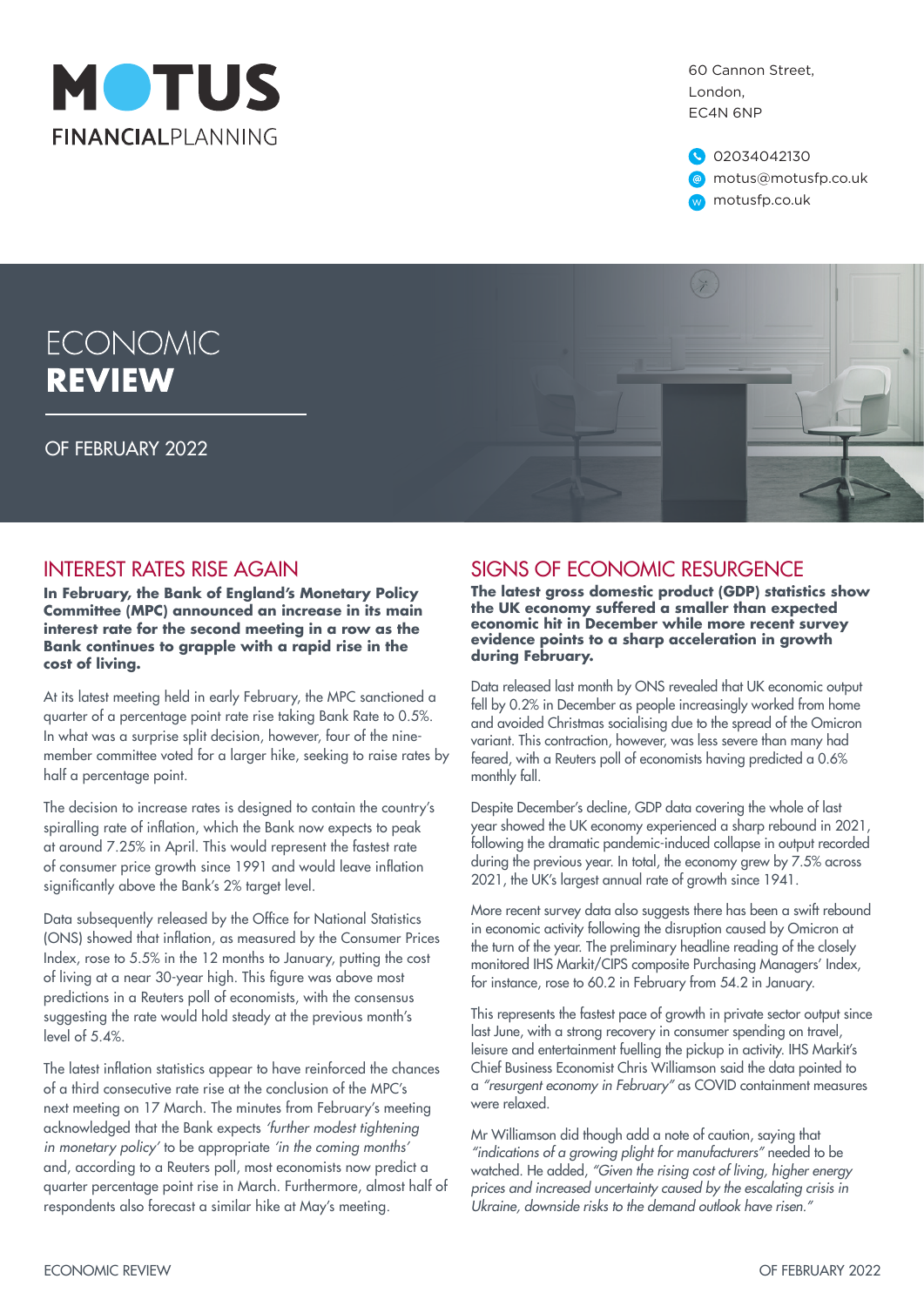# MOTUS FINANCIALPLANNING

60 Cannon Street,
London,
EC4N 6NP

02034042130
motus@motusfp.co.uk
motusfp.co.uk

# ECONOMIC **REVIEW**

OF FEBRUARY 2022

## INTEREST RATES RISE AGAIN

**In February, the Bank of England's Monetary Policy Committee (MPC) announced an increase in its main interest rate for the second meeting in a row as the Bank continues to grapple with a rapid rise in the cost of living.**

At its latest meeting held in early February, the MPC sanctioned a quarter of a percentage point rate rise taking Bank Rate to 0.5%. In what was a surprise split decision, however, four of the nine-member committee voted for a larger hike, seeking to raise rates by half a percentage point.

The decision to increase rates is designed to contain the country's spiralling rate of inflation, which the Bank now expects to peak at around 7.25% in April. This would represent the fastest rate of consumer price growth since 1991 and would leave inflation significantly above the Bank's 2% target level.

Data subsequently released by the Office for National Statistics (ONS) showed that inflation, as measured by the Consumer Prices Index, rose to 5.5% in the 12 months to January, putting the cost of living at a near 30-year high. This figure was above most predictions in a Reuters poll of economists, with the consensus suggesting the rate would hold steady at the previous month's level of 5.4%.

The latest inflation statistics appear to have reinforced the chances of a third consecutive rate rise at the conclusion of the MPC's next meeting on 17 March. The minutes from February's meeting acknowledged that the Bank expects *'further modest tightening in monetary policy'* to be appropriate *'in the coming months'* and, according to a Reuters poll, most economists now predict a quarter percentage point rise in March. Furthermore, almost half of respondents also forecast a similar hike at May's meeting.

## SIGNS OF ECONOMIC RESURGENCE

**The latest gross domestic product (GDP) statistics show the UK economy suffered a smaller than expected economic hit in December while more recent survey evidence points to a sharp acceleration in growth during February.**

Data released last month by ONS revealed that UK economic output fell by 0.2% in December as people increasingly worked from home and avoided Christmas socialising due to the spread of the Omicron variant. This contraction, however, was less severe than many had feared, with a Reuters poll of economists having predicted a 0.6% monthly fall.

Despite December's decline, GDP data covering the whole of last year showed the UK economy experienced a sharp rebound in 2021, following the dramatic pandemic-induced collapse in output recorded during the previous year. In total, the economy grew by 7.5% across 2021, the UK's largest annual rate of growth since 1941.

More recent survey data also suggests there has been a swift rebound in economic activity following the disruption caused by Omicron at the turn of the year. The preliminary headline reading of the closely monitored IHS Markit/CIPS composite Purchasing Managers' Index, for instance, rose to 60.2 in February from 54.2 in January.

This represents the fastest pace of growth in private sector output since last June, with a strong recovery in consumer spending on travel, leisure and entertainment fuelling the pickup in activity. IHS Markit's Chief Business Economist Chris Williamson said the data pointed to a *"resurgent economy in February"* as COVID containment measures were relaxed.

Mr Williamson did though add a note of caution, saying that *"indications of a growing plight for manufacturers"* needed to be watched. He added, *"Given the rising cost of living, higher energy prices and increased uncertainty caused by the escalating crisis in Ukraine, downside risks to the demand outlook have risen."*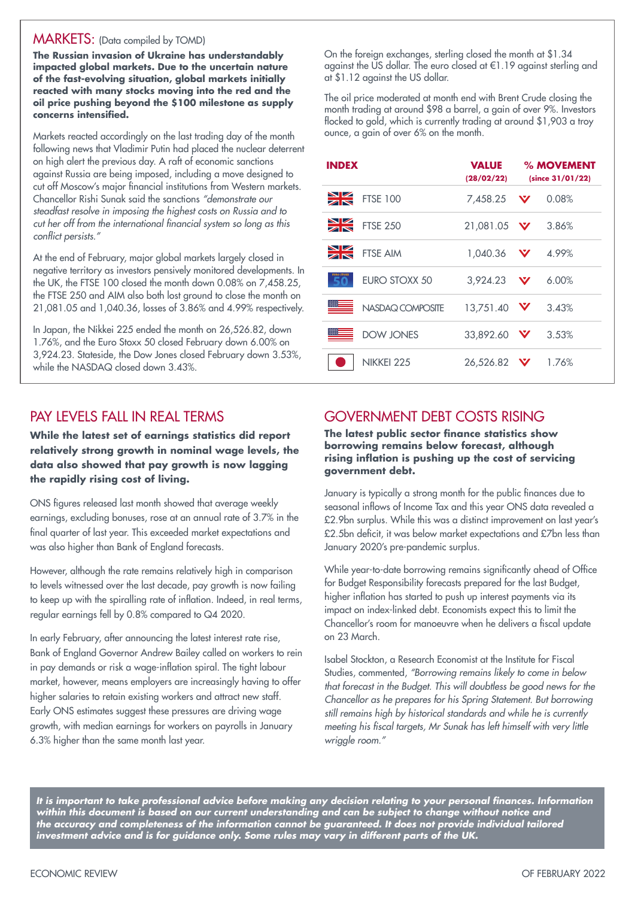## MARKETS: (Data compiled by TOMD)

**The Russian invasion of Ukraine has understandably impacted global markets. Due to the uncertain nature of the fast-evolving situation, global markets initially reacted with many stocks moving into the red and the oil price pushing beyond the $100 milestone as supply concerns intensified.**

Markets reacted accordingly on the last trading day of the month following news that Vladimir Putin had placed the nuclear deterrent on high alert the previous day. A raft of economic sanctions against Russia are being imposed, including a move designed to cut off Moscow's major financial institutions from Western markets. Chancellor Rishi Sunak said the sanctions *"demonstrate our steadfast resolve in imposing the highest costs on Russia and to cut her off from the international financial system so long as this conflict persists."*

At the end of February, major global markets largely closed in negative territory as investors pensively monitored developments. In the UK, the FTSE 100 closed the month down 0.08% on 7,458.25, the FTSE 250 and AIM also both lost ground to close the month on 21,081.05 and 1,040.36, losses of 3.86% and 4.99% respectively.

In Japan, the Nikkei 225 ended the month on 26,526.82, down 1.76%, and the Euro Stoxx 50 closed February down 6.00% on 3,924.23. Stateside, the Dow Jones closed February down 3.53%, while the NASDAQ closed down 3.43%.

On the foreign exchanges, sterling closed the month at $1.34 against the US dollar. The euro closed at €1.19 against sterling and at $1.12 against the US dollar.

The oil price moderated at month end with Brent Crude closing the month trading at around $98 a barrel, a gain of over 9%. Investors flocked to gold, which is currently trading at around $1,903 a troy ounce, a gain of over 6% on the month.

| INDEX | VALUE (28/02/22) | % MOVEMENT (since 31/01/22) |
|---|---|---|
| FTSE 100 | 7,458.25 | ▼ 0.08% |
| FTSE 250 | 21,081.05 | ▼ 3.86% |
| FTSE AIM | 1,040.36 | ▼ 4.99% |
| EURO STOXX 50 | 3,924.23 | ▼ 6.00% |
| NASDAQ COMPOSITE | 13,751.40 | ▼ 3.43% |
| DOW JONES | 33,892.60 | ▼ 3.53% |
| NIKKEI 225 | 26,526.82 | ▼ 1.76% |

## PAY LEVELS FALL IN REAL TERMS

**While the latest set of earnings statistics did report relatively strong growth in nominal wage levels, the data also showed that pay growth is now lagging the rapidly rising cost of living.**

ONS figures released last month showed that average weekly earnings, excluding bonuses, rose at an annual rate of 3.7% in the final quarter of last year. This exceeded market expectations and was also higher than Bank of England forecasts.

However, although the rate remains relatively high in comparison to levels witnessed over the last decade, pay growth is now failing to keep up with the spiralling rate of inflation. Indeed, in real terms, regular earnings fell by 0.8% compared to Q4 2020.

In early February, after announcing the latest interest rate rise, Bank of England Governor Andrew Bailey called on workers to rein in pay demands or risk a wage-inflation spiral. The tight labour market, however, means employers are increasingly having to offer higher salaries to retain existing workers and attract new staff. Early ONS estimates suggest these pressures are driving wage growth, with median earnings for workers on payrolls in January 6.3% higher than the same month last year.

## GOVERNMENT DEBT COSTS RISING

**The latest public sector finance statistics show borrowing remains below forecast, although rising inflation is pushing up the cost of servicing government debt.**

January is typically a strong month for the public finances due to seasonal inflows of Income Tax and this year ONS data revealed a £2.9bn surplus. While this was a distinct improvement on last year's £2.5bn deficit, it was below market expectations and £7bn less than January 2020's pre-pandemic surplus.

While year-to-date borrowing remains significantly ahead of Office for Budget Responsibility forecasts prepared for the last Budget, higher inflation has started to push up interest payments via its impact on index-linked debt. Economists expect this to limit the Chancellor's room for manoeuvre when he delivers a fiscal update on 23 March.

Isabel Stockton, a Research Economist at the Institute for Fiscal Studies, commented, *"Borrowing remains likely to come in below that forecast in the Budget. This will doubtless be good news for the Chancellor as he prepares for his Spring Statement. But borrowing still remains high by historical standards and while he is currently meeting his fiscal targets, Mr Sunak has left himself with very little wriggle room."*

***It is important to take professional advice before making any decision relating to your personal finances. Information within this document is based on our current understanding and can be subject to change without notice and the accuracy and completeness of the information cannot be guaranteed. It does not provide individual tailored investment advice and is for guidance only. Some rules may vary in different parts of the UK.***